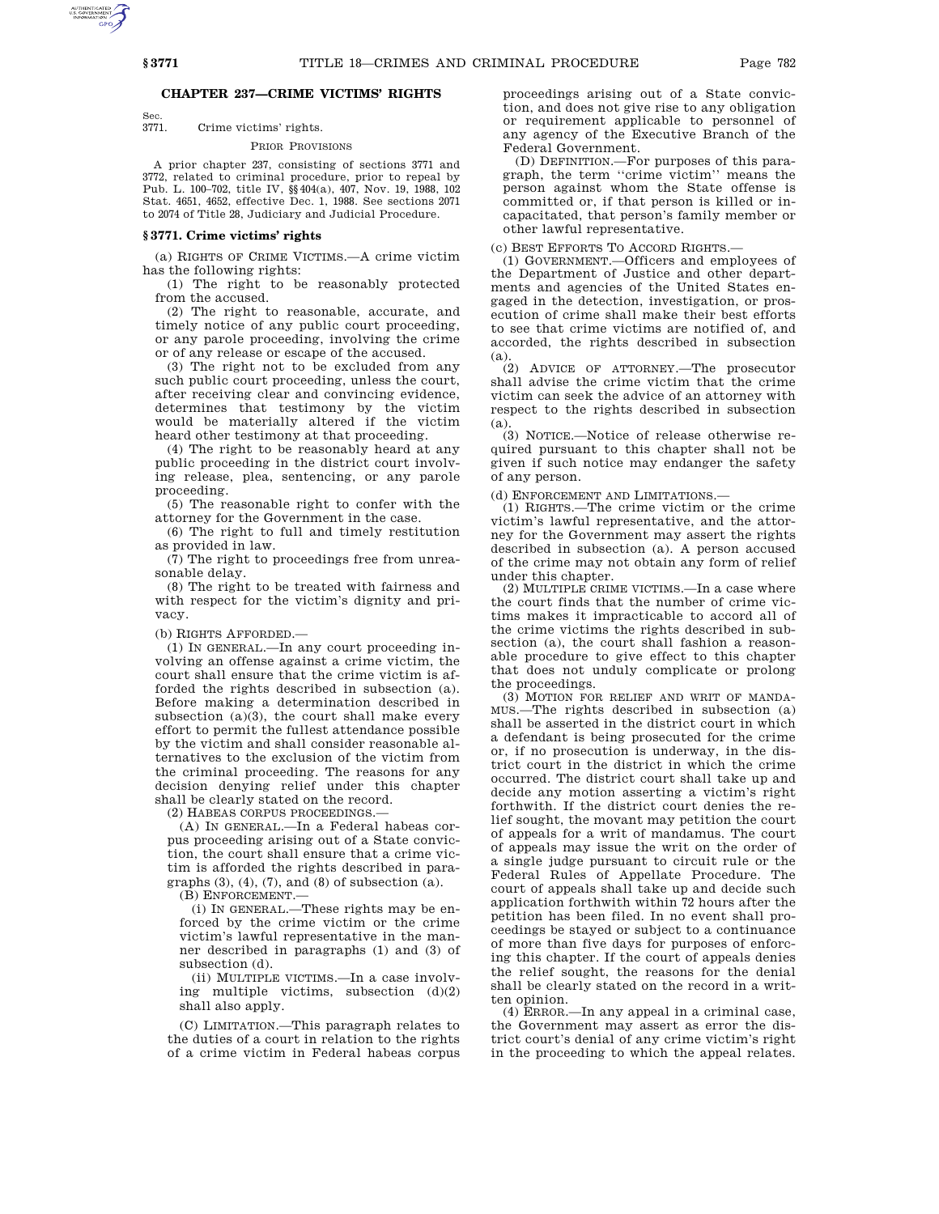## CHAPTER 237—CRIME VICTIMS' RIGHTS

Sec.
3771. Crime victims' rights.

PRIOR PROVISIONS

A prior chapter 237, consisting of sections 3771 and 3772, related to criminal procedure, prior to repeal by Pub. L. 100–702, title IV, §§404(a), 407, Nov. 19, 1988, 102 Stat. 4651, 4652, effective Dec. 1, 1988. See sections 2071 to 2074 of Title 28, Judiciary and Judicial Procedure.

### §3771. Crime victims' rights

(a) RIGHTS OF CRIME VICTIMS.—A crime victim has the following rights:

(1) The right to be reasonably protected from the accused.

(2) The right to reasonable, accurate, and timely notice of any public court proceeding, or any parole proceeding, involving the crime or of any release or escape of the accused.

(3) The right not to be excluded from any such public court proceeding, unless the court, after receiving clear and convincing evidence, determines that testimony by the victim would be materially altered if the victim heard other testimony at that proceeding.

(4) The right to be reasonably heard at any public proceeding in the district court involving release, plea, sentencing, or any parole proceeding.

(5) The reasonable right to confer with the attorney for the Government in the case.

(6) The right to full and timely restitution as provided in law.

(7) The right to proceedings free from unreasonable delay.

(8) The right to be treated with fairness and with respect for the victim's dignity and privacy.

(b) RIGHTS AFFORDED.—

(1) IN GENERAL.—In any court proceeding involving an offense against a crime victim, the court shall ensure that the crime victim is afforded the rights described in subsection (a). Before making a determination described in subsection (a)(3), the court shall make every effort to permit the fullest attendance possible by the victim and shall consider reasonable alternatives to the exclusion of the victim from the criminal proceeding. The reasons for any decision denying relief under this chapter shall be clearly stated on the record.

(2) HABEAS CORPUS PROCEEDINGS.—

(A) IN GENERAL.—In a Federal habeas corpus proceeding arising out of a State conviction, the court shall ensure that a crime victim is afforded the rights described in paragraphs (3), (4), (7), and (8) of subsection (a).

(B) ENFORCEMENT.—

(i) IN GENERAL.—These rights may be enforced by the crime victim or the crime victim's lawful representative in the manner described in paragraphs (1) and (3) of subsection (d).

(ii) MULTIPLE VICTIMS.—In a case involving multiple victims, subsection (d)(2) shall also apply.

(C) LIMITATION.—This paragraph relates to the duties of a court in relation to the rights of a crime victim in Federal habeas corpus proceedings arising out of a State conviction, and does not give rise to any obligation or requirement applicable to personnel of any agency of the Executive Branch of the Federal Government.

(D) DEFINITION.—For purposes of this paragraph, the term ''crime victim'' means the person against whom the State offense is committed or, if that person is killed or incapacitated, that person's family member or other lawful representative.

(c) BEST EFFORTS TO ACCORD RIGHTS.—

(1) GOVERNMENT.—Officers and employees of the Department of Justice and other departments and agencies of the United States engaged in the detection, investigation, or prosecution of crime shall make their best efforts to see that crime victims are notified of, and accorded, the rights described in subsection (a).

(2) ADVICE OF ATTORNEY.—The prosecutor shall advise the crime victim that the crime victim can seek the advice of an attorney with respect to the rights described in subsection (a).

(3) NOTICE.—Notice of release otherwise required pursuant to this chapter shall not be given if such notice may endanger the safety of any person.

(d) ENFORCEMENT AND LIMITATIONS.—

(1) RIGHTS.—The crime victim or the crime victim's lawful representative, and the attorney for the Government may assert the rights described in subsection (a). A person accused of the crime may not obtain any form of relief under this chapter.

(2) MULTIPLE CRIME VICTIMS.—In a case where the court finds that the number of crime victims makes it impracticable to accord all of the crime victims the rights described in subsection (a), the court shall fashion a reasonable procedure to give effect to this chapter that does not unduly complicate or prolong the proceedings.

(3) MOTION FOR RELIEF AND WRIT OF MANDAMUS.—The rights described in subsection (a) shall be asserted in the district court in which a defendant is being prosecuted for the crime or, if no prosecution is underway, in the district court in the district in which the crime occurred. The district court shall take up and decide any motion asserting a victim's right forthwith. If the district court denies the relief sought, the movant may petition the court of appeals for a writ of mandamus. The court of appeals may issue the writ on the order of a single judge pursuant to circuit rule or the Federal Rules of Appellate Procedure. The court of appeals shall take up and decide such application forthwith within 72 hours after the petition has been filed. In no event shall proceedings be stayed or subject to a continuance of more than five days for purposes of enforcing this chapter. If the court of appeals denies the relief sought, the reasons for the denial shall be clearly stated on the record in a written opinion.

(4) ERROR.—In any appeal in a criminal case, the Government may assert as error the district court's denial of any crime victim's right in the proceeding to which the appeal relates.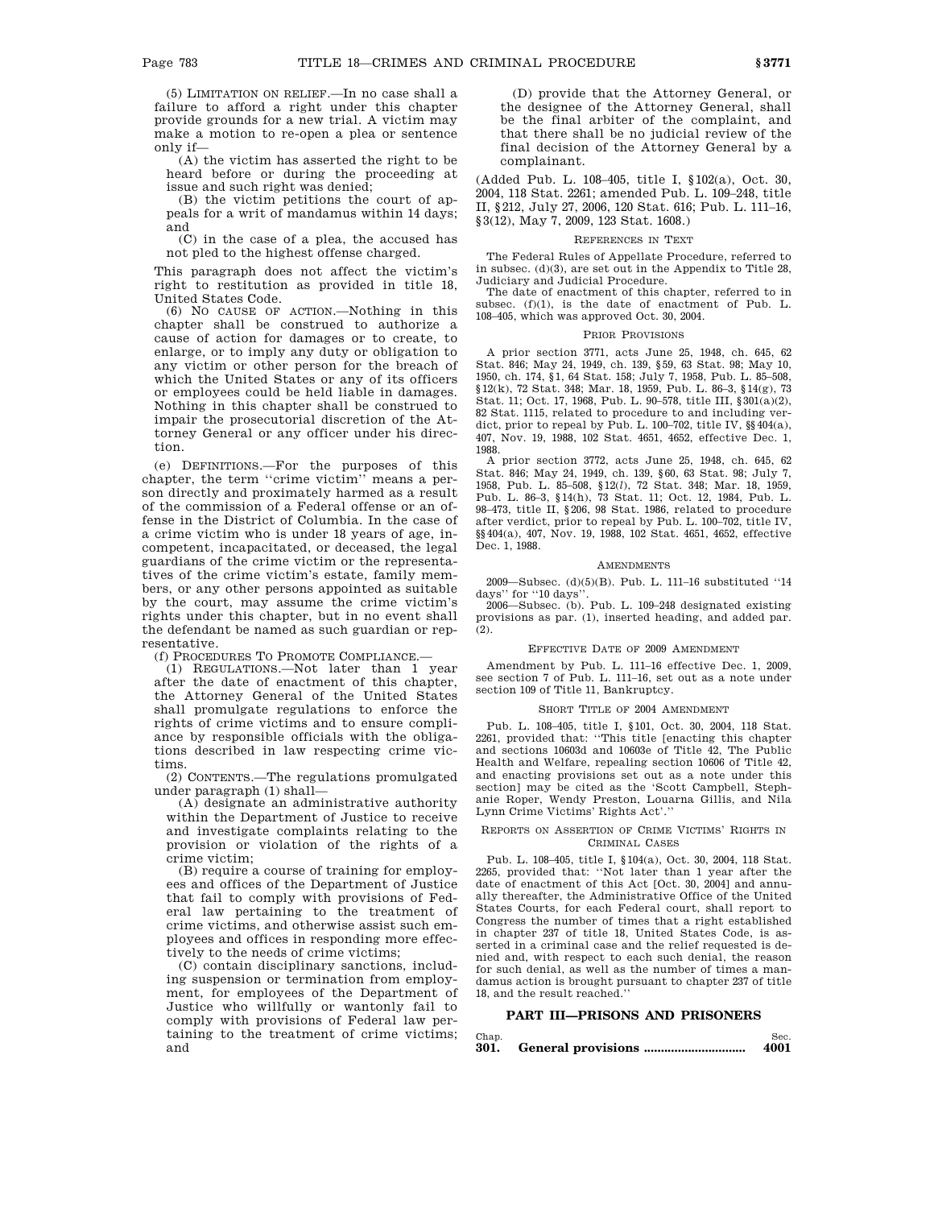(5) LIMITATION ON RELIEF.—In no case shall a failure to afford a right under this chapter provide grounds for a new trial. A victim may make a motion to re-open a plea or sentence only if—

(A) the victim has asserted the right to be heard before or during the proceeding at issue and such right was denied;

(B) the victim petitions the court of appeals for a writ of mandamus within 14 days; and

(C) in the case of a plea, the accused has not pled to the highest offense charged.

This paragraph does not affect the victim's right to restitution as provided in title 18, United States Code.

(6) NO CAUSE OF ACTION.—Nothing in this chapter shall be construed to authorize a cause of action for damages or to create, to enlarge, or to imply any duty or obligation to any victim or other person for the breach of which the United States or any of its officers or employees could be held liable in damages. Nothing in this chapter shall be construed to impair the prosecutorial discretion of the Attorney General or any officer under his direction.

(e) DEFINITIONS.—For the purposes of this chapter, the term "crime victim" means a person directly and proximately harmed as a result of the commission of a Federal offense or an offense in the District of Columbia. In the case of a crime victim who is under 18 years of age, incompetent, incapacitated, or deceased, the legal guardians of the crime victim or the representatives of the crime victim's estate, family members, or any other persons appointed as suitable by the court, may assume the crime victim's rights under this chapter, but in no event shall the defendant be named as such guardian or representative.

(f) PROCEDURES TO PROMOTE COMPLIANCE.—

(1) REGULATIONS.—Not later than 1 year after the date of enactment of this chapter, the Attorney General of the United States shall promulgate regulations to enforce the rights of crime victims and to ensure compliance by responsible officials with the obligations described in law respecting crime victims.

(2) CONTENTS.—The regulations promulgated under paragraph (1) shall—

(A) designate an administrative authority within the Department of Justice to receive and investigate complaints relating to the provision or violation of the rights of a crime victim;

(B) require a course of training for employees and offices of the Department of Justice that fail to comply with provisions of Federal law pertaining to the treatment of crime victims, and otherwise assist such employees and offices in responding more effectively to the needs of crime victims;

(C) contain disciplinary sanctions, including suspension or termination from employment, for employees of the Department of Justice who willfully or wantonly fail to comply with provisions of Federal law pertaining to the treatment of crime victims; and

(D) provide that the Attorney General, or the designee of the Attorney General, shall be the final arbiter of the complaint, and that there shall be no judicial review of the final decision of the Attorney General by a complainant.

(Added Pub. L. 108–405, title I, §102(a), Oct. 30, 2004, 118 Stat. 2261; amended Pub. L. 109–248, title II, §212, July 27, 2006, 120 Stat. 616; Pub. L. 111–16, §3(12), May 7, 2009, 123 Stat. 1608.)

REFERENCES IN TEXT

The Federal Rules of Appellate Procedure, referred to in subsec. (d)(3), are set out in the Appendix to Title 28, Judiciary and Judicial Procedure.

The date of enactment of this chapter, referred to in subsec. (f)(1), is the date of enactment of Pub. L. 108–405, which was approved Oct. 30, 2004.

PRIOR PROVISIONS

A prior section 3771, acts June 25, 1948, ch. 645, 62 Stat. 846; May 24, 1949, ch. 139, §59, 63 Stat. 98; May 10, 1950, ch. 174, §1, 64 Stat. 158; July 7, 1958, Pub. L. 85–508, §12(k), 72 Stat. 348; Mar. 18, 1959, Pub. L. 86–3, §14(g), 73 Stat. 11; Oct. 17, 1968, Pub. L. 90–578, title III, §301(a)(2), 82 Stat. 1115, related to procedure to and including verdict, prior to repeal by Pub. L. 100–702, title IV, §§404(a), 407, Nov. 19, 1988, 102 Stat. 4651, 4652, effective Dec. 1, 1988.

A prior section 3772, acts June 25, 1948, ch. 645, 62 Stat. 846; May 24, 1949, ch. 139, §60, 63 Stat. 98; July 7, 1958, Pub. L. 85–508, §12(*l*), 72 Stat. 348; Mar. 18, 1959, Pub. L. 86–3, §14(h), 73 Stat. 11; Oct. 12, 1984, Pub. L. 98–473, title II, §206, 98 Stat. 1986, related to procedure after verdict, prior to repeal by Pub. L. 100–702, title IV, §§404(a), 407, Nov. 19, 1988, 102 Stat. 4651, 4652, effective Dec. 1, 1988.

AMENDMENTS

2009—Subsec. (d)(5)(B). Pub. L. 111–16 substituted "14 days" for "10 days".

2006—Subsec. (b). Pub. L. 109–248 designated existing provisions as par. (1), inserted heading, and added par. (2).

EFFECTIVE DATE OF 2009 AMENDMENT

Amendment by Pub. L. 111–16 effective Dec. 1, 2009, see section 7 of Pub. L. 111–16, set out as a note under section 109 of Title 11, Bankruptcy.

SHORT TITLE OF 2004 AMENDMENT

Pub. L. 108–405, title I, §101, Oct. 30, 2004, 118 Stat. 2261, provided that: "This title [enacting this chapter and sections 10603d and 10603e of Title 42, The Public Health and Welfare, repealing section 10606 of Title 42, and enacting provisions set out as a note under this section] may be cited as the 'Scott Campbell, Stephanie Roper, Wendy Preston, Louarna Gillis, and Nila Lynn Crime Victims' Rights Act'."

REPORTS ON ASSERTION OF CRIME VICTIMS' RIGHTS IN CRIMINAL CASES

Pub. L. 108–405, title I, §104(a), Oct. 30, 2004, 118 Stat. 2265, provided that: "Not later than 1 year after the date of enactment of this Act [Oct. 30, 2004] and annually thereafter, the Administrative Office of the United States Courts, for each Federal court, shall report to Congress the number of times that a right established in chapter 237 of title 18, United States Code, is asserted in a criminal case and the relief requested is denied and, with respect to each such denial, the reason for such denial, as well as the number of times a mandamus action is brought pursuant to chapter 237 of title 18, and the result reached."

## PART III—PRISONS AND PRISONERS

| Chap. | | Sec. |
|---|---|---|
| **301.** | **General provisions** | **4001** |